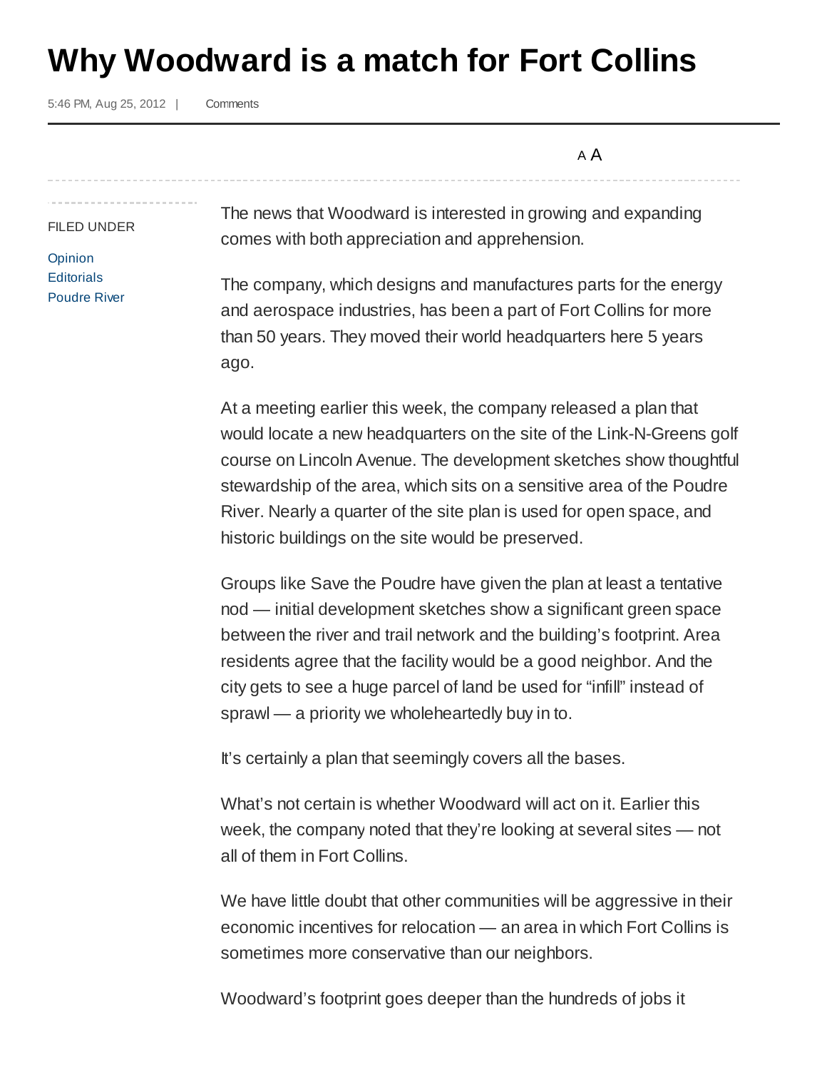# Why Woodward is a match for Fort Collins

5:46 PM, Aug 25, 2012 | Comments

FILED UNDER

Opinion
Editorials
Poudre River

The news that Woodward is interested in growing and expanding comes with both appreciation and apprehension.

The company, which designs and manufactures parts for the energy and aerospace industries, has been a part of Fort Collins for more than 50 years. They moved their world headquarters here 5 years ago.

At a meeting earlier this week, the company released a plan that would locate a new headquarters on the site of the Link-N-Greens golf course on Lincoln Avenue. The development sketches show thoughtful stewardship of the area, which sits on a sensitive area of the Poudre River. Nearly a quarter of the site plan is used for open space, and historic buildings on the site would be preserved.

Groups like Save the Poudre have given the plan at least a tentative nod — initial development sketches show a significant green space between the river and trail network and the building's footprint. Area residents agree that the facility would be a good neighbor. And the city gets to see a huge parcel of land be used for "infill" instead of sprawl — a priority we wholeheartedly buy in to.

It's certainly a plan that seemingly covers all the bases.

What's not certain is whether Woodward will act on it. Earlier this week, the company noted that they're looking at several sites — not all of them in Fort Collins.

We have little doubt that other communities will be aggressive in their economic incentives for relocation — an area in which Fort Collins is sometimes more conservative than our neighbors.

Woodward's footprint goes deeper than the hundreds of jobs it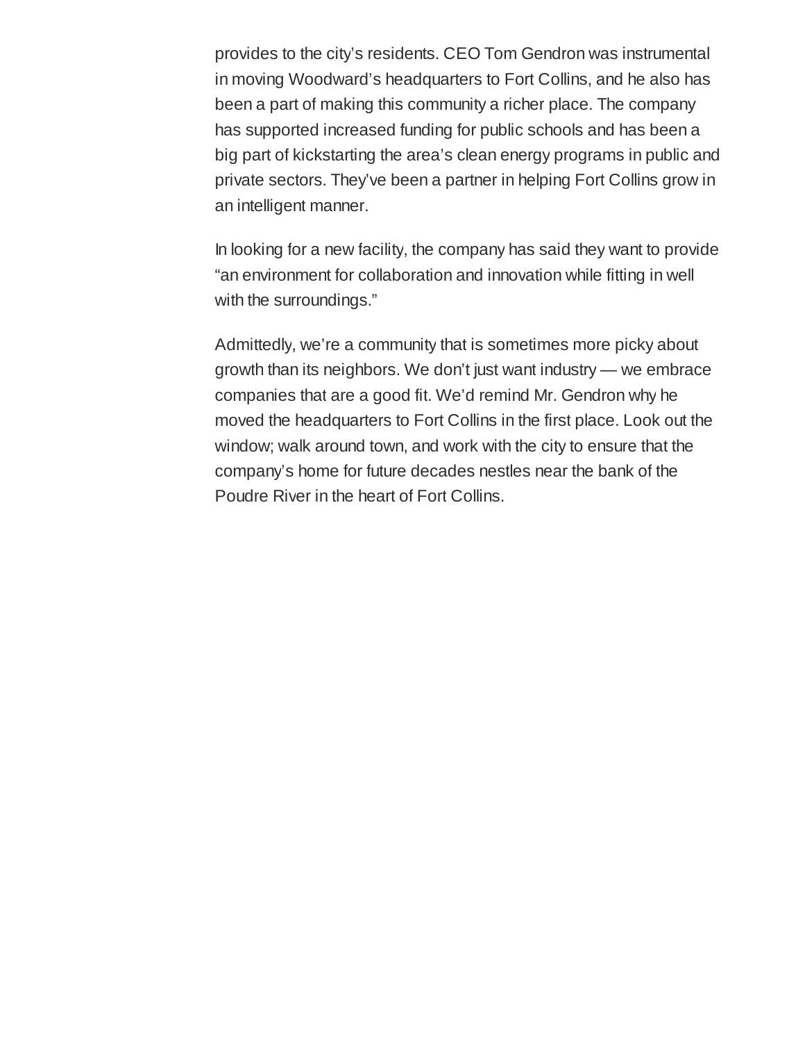provides to the city's residents. CEO Tom Gendron was instrumental in moving Woodward's headquarters to Fort Collins, and he also has been a part of making this community a richer place. The company has supported increased funding for public schools and has been a big part of kickstarting the area's clean energy programs in public and private sectors. They've been a partner in helping Fort Collins grow in an intelligent manner.

In looking for a new facility, the company has said they want to provide "an environment for collaboration and innovation while fitting in well with the surroundings."

Admittedly, we're a community that is sometimes more picky about growth than its neighbors. We don't just want industry — we embrace companies that are a good fit. We'd remind Mr. Gendron why he moved the headquarters to Fort Collins in the first place. Look out the window; walk around town, and work with the city to ensure that the company's home for future decades nestles near the bank of the Poudre River in the heart of Fort Collins.